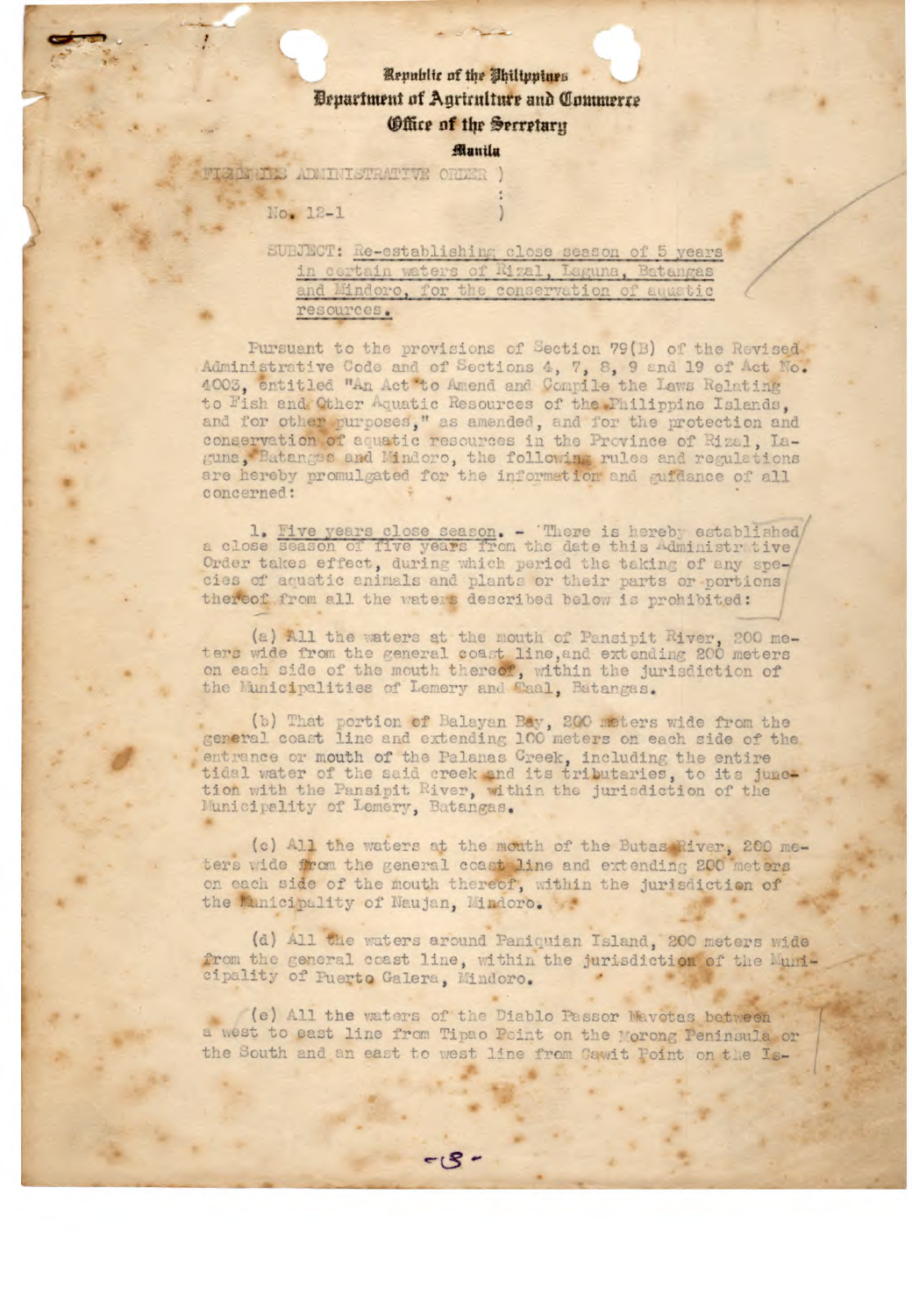Republic of the Philippines
Department of Agriculture and Commerce
Office of the Secretary
Manila

FISHERIES ADMINISTRATIVE ORDER )
:
No. 12-1 )

SUBJECT: Re-establishing close season of 5 years in certain waters of Rizal, Laguna, Batangas and Mindoro, for the conservation of aquatic resources.

Pursuant to the provisions of Section 79(B) of the Revised Administrative Code and of Sections 4, 7, 8, 9 and 19 of Act No. 4003, entitled "An Act to Amend and Compile the Laws Relating to Fish and Other Aquatic Resources of the Philippine Islands, and for other purposes," as amended, and for the protection and conservation of aquatic resources in the Province of Rizal, Laguna, Batangas and Mindoro, the following rules and regulations are hereby promulgated for the information and guidance of all concerned:

1. Five years close season. - There is hereby established a close season of five years from the date this Administrative Order takes effect, during which period the taking of any species of aquatic animals and plants or their parts or portions thereof from all the waters described below is prohibited:

(a) All the waters at the mouth of Pansipit River, 200 meters wide from the general coast line, and extending 200 meters on each side of the mouth thereof, within the jurisdiction of the Municipalities of Lemery and Taal, Batangas.

(b) That portion of Balayan Bay, 200 meters wide from the general coast line and extending 100 meters on each side of the entrance or mouth of the Palanas Creek, including the entire tidal water of the said creek and its tributaries, to its junction with the Pansipit River, within the jurisdiction of the Municipality of Lemery, Batangas.

(c) All the waters at the mouth of the Butas River, 200 meters wide from the general coast line and extending 200 meters on each side of the mouth thereof, within the jurisdiction of the Municipality of Naujan, Mindoro.

(d) All the waters around Paniquian Island, 200 meters wide from the general coast line, within the jurisdiction of the Municipality of Puerto Galera, Mindoro.

(e) All the waters of the Diablo Passor Mavotas between a west to east line from Tipao Point on the Morong Peninsula or the South and an east to west line from Cawit Point on the Is-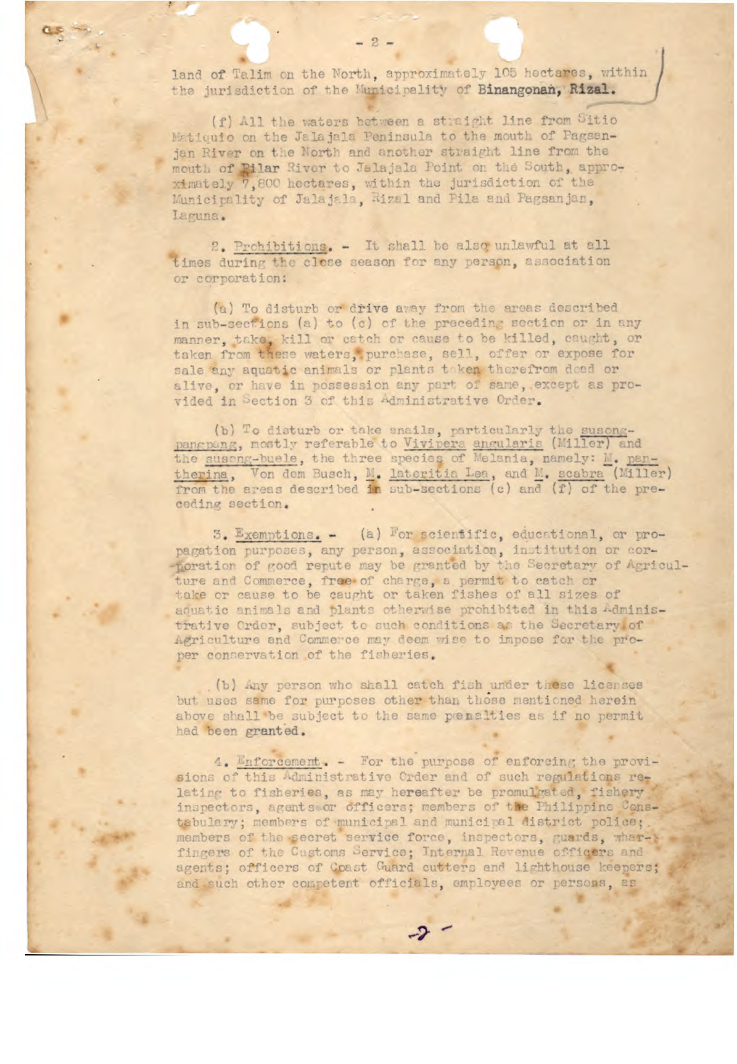land of Talim on the North, approximately 105 hectares, within the jurisdiction of the Municipality of **Binangonan, Rizal.**

(f) All the waters between a straight line from Sitio Matiquio on the Jalajala Peninsula to the mouth of Pagsanjan River on the North and another straight line from the mouth of Pilar River to Jalajala Point on the South, approximately 7,800 hectares, within the jurisdiction of the Municipality of Jalajala, Rizal and Pila and Pagsanjan, Laguna.

2. Prohibitions. - It shall be also unlawful at all times during the close season for any person, association or corporation:

(a) To disturb or drive away from the areas described in sub-sections (a) to (c) of the preceding section or in any manner, take, kill or catch or cause to be killed, caught, or taken from these waters, purchase, sell, offer or expose for sale any aquatic animals or plants taken therefrom dead or alive, or have in possession any part of same, except as provided in Section 3 of this Administrative Order.

(b) To disturb or take snails, particularly the susongpangpang, mostly referable to *Vivipera angularis* (Miller) and the susong-buele, the three species of Melania, namely: *M. pantherina*, Von dem Busch, *M. lateritia* Lea, and *M. scabra* (Miller) from the areas described in sub-sections (c) and (f) of the preceding section.

3. Exemptions. - (a) For scientific, educational, or propagation purposes, any person, association, institution or corporation of good repute may be granted by the Secretary of Agriculture and Commerce, free of charge, a permit to catch or take or cause to be caught or taken fishes of all sizes of aquatic animals and plants otherwise prohibited in this Administrative Order, subject to such conditions as the Secretary of Agriculture and Commerce may deem wise to impose for the proper conservation of the fisheries.

(b) Any person who shall catch fish under these licenses but uses same for purposes other than those mentioned herein above shall be subject to the same penalties as if no permit had been granted.

4. Enforcement. - For the purpose of enforcing the provisions of this Administrative Order and of such regulations relating to fisheries, as may hereafter be promulgated, fishery inspectors, agents or officers; members of the Philippine Constabulary; members of municipal and municipal district police; members of the secret service force, inspectors, guards, wharfingers of the Customs Service; Internal Revenue officers and agents; officers of Coast Guard cutters and lighthouse keepers; and such other competent officials, employees or persons, as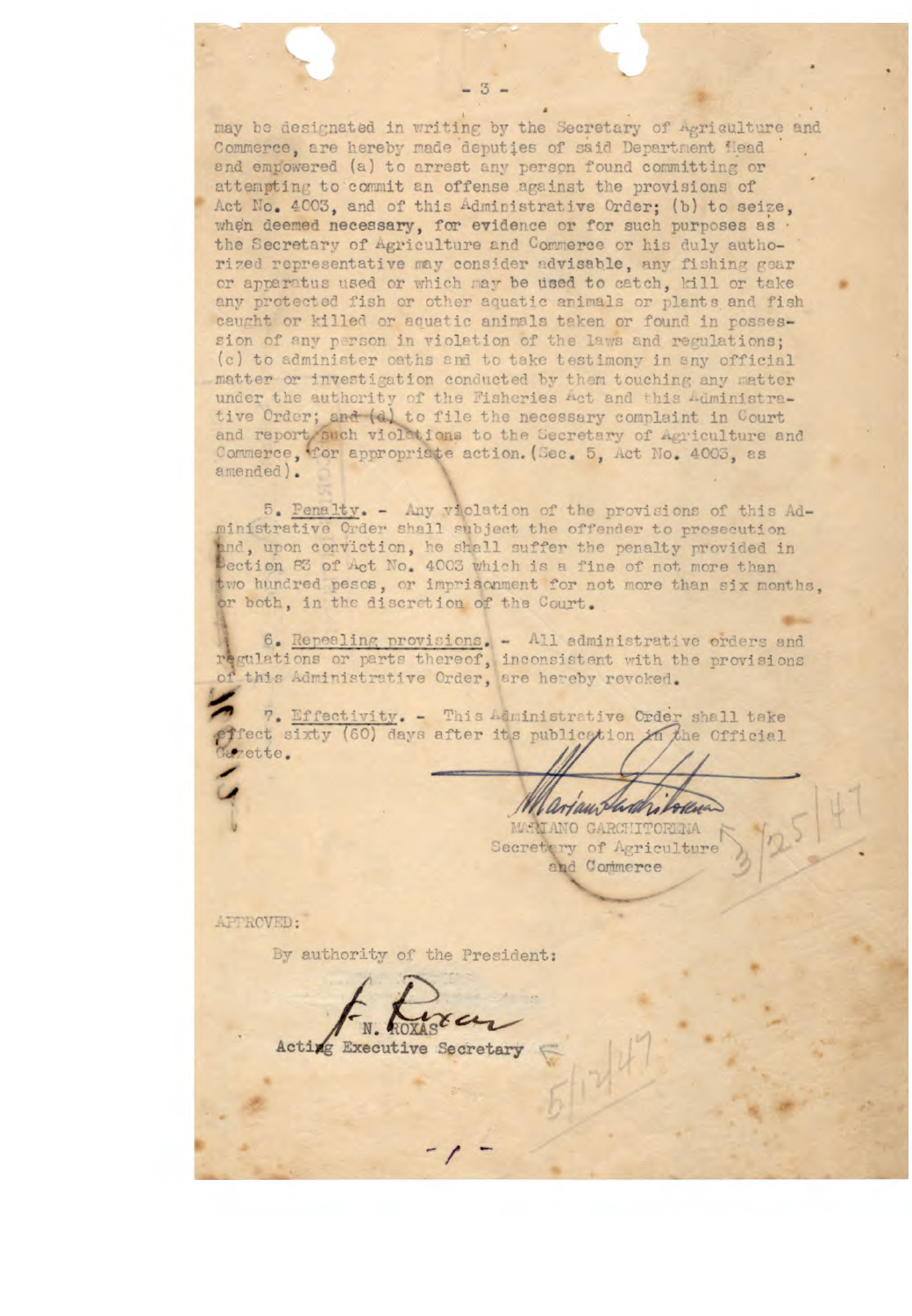may be designated in writing by the Secretary of Agriculture and Commerce, are hereby made deputies of said Department Head and empowered (a) to arrest any person found committing or attempting to commit an offense against the provisions of Act No. 4003, and of this Administrative Order; (b) to seize, when deemed necessary, for evidence or for such purposes as the Secretary of Agriculture and Commerce or his duly authorized representative may consider advisable, any fishing gear or apparatus used or which may be used to catch, kill or take any protected fish or other aquatic animals or plants and fish caught or killed or aquatic animals taken or found in possession of any person in violation of the laws and regulations; (c) to administer oaths and to take testimony in any official matter or investigation conducted by them touching any matter under the authority of the Fisheries Act and this Administrative Order; and (d) to file the necessary complaint in Court and report such violations to the Secretary of Agriculture and Commerce, for appropriate action. (Sec. 5, Act No. 4003, as amended).

5. Penalty. - Any violation of the provisions of this Administrative Order shall subject the offender to prosecution and, upon conviction, he shall suffer the penalty provided in Section 83 of Act No. 4003 which is a fine of not more than two hundred pesos, or imprisonment for not more than six months, or both, in the discretion of the Court.

6. Repealing provisions. - All administrative orders and regulations or parts thereof, inconsistent with the provisions of this Administrative Order, are hereby revoked.

7. Effectivity. - This Administrative Order shall take effect sixty (60) days after its publication in the Official Gazette.

MARIANO GARCHITORENA
Secretary of Agriculture
and Commerce

3/25/47

APPROVED:

By authority of the President:

N. ROXAS
Acting Executive Secretary

5/12/47